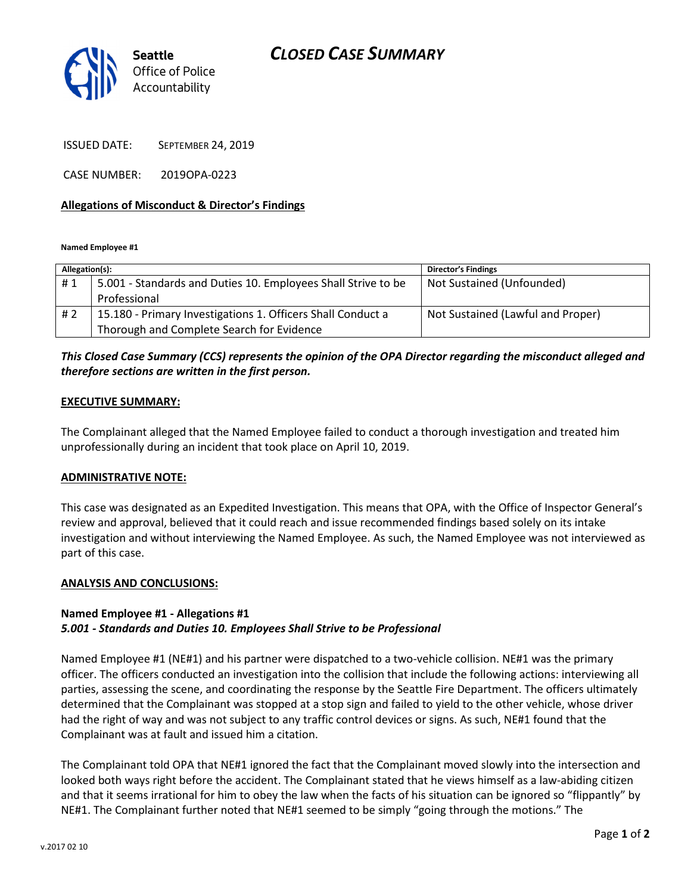Seattle Office of Police Accountability

# CLOSED CASE SUMMARY

ISSUED DATE: SEPTEMBER 24, 2019

CASE NUMBER: 2019OPA-0223

## Allegations of Misconduct & Director's Findings

**Named Employee #1**

| Allegation(s): | | Director's Findings |
|---|---|---|
| # 1 | 5.001 - Standards and Duties 10. Employees Shall Strive to be Professional | Not Sustained (Unfounded) |
| # 2 | 15.180 - Primary Investigations 1. Officers Shall Conduct a Thorough and Complete Search for Evidence | Not Sustained (Lawful and Proper) |

***This Closed Case Summary (CCS) represents the opinion of the OPA Director regarding the misconduct alleged and therefore sections are written in the first person.***

## EXECUTIVE SUMMARY:

The Complainant alleged that the Named Employee failed to conduct a thorough investigation and treated him unprofessionally during an incident that took place on April 10, 2019.

## ADMINISTRATIVE NOTE:

This case was designated as an Expedited Investigation. This means that OPA, with the Office of Inspector General's review and approval, believed that it could reach and issue recommended findings based solely on its intake investigation and without interviewing the Named Employee. As such, the Named Employee was not interviewed as part of this case.

## ANALYSIS AND CONCLUSIONS:

### Named Employee #1 - Allegations #1
***5.001 - Standards and Duties 10. Employees Shall Strive to be Professional***

Named Employee #1 (NE#1) and his partner were dispatched to a two-vehicle collision. NE#1 was the primary officer. The officers conducted an investigation into the collision that include the following actions: interviewing all parties, assessing the scene, and coordinating the response by the Seattle Fire Department. The officers ultimately determined that the Complainant was stopped at a stop sign and failed to yield to the other vehicle, whose driver had the right of way and was not subject to any traffic control devices or signs. As such, NE#1 found that the Complainant was at fault and issued him a citation.

The Complainant told OPA that NE#1 ignored the fact that the Complainant moved slowly into the intersection and looked both ways right before the accident. The Complainant stated that he views himself as a law-abiding citizen and that it seems irrational for him to obey the law when the facts of his situation can be ignored so "flippantly" by NE#1. The Complainant further noted that NE#1 seemed to be simply "going through the motions." The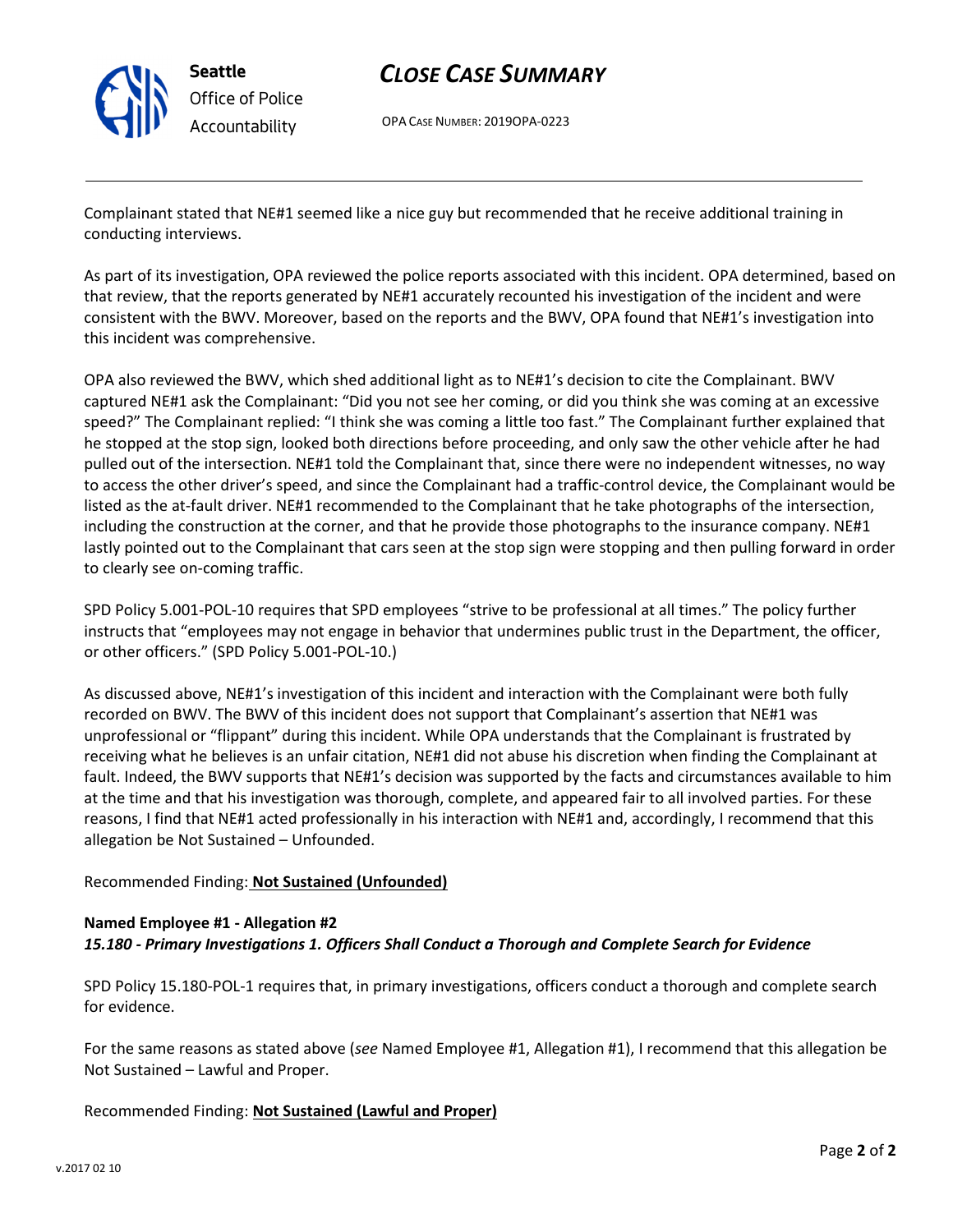Complainant stated that NE#1 seemed like a nice guy but recommended that he receive additional training in conducting interviews.

As part of its investigation, OPA reviewed the police reports associated with this incident. OPA determined, based on that review, that the reports generated by NE#1 accurately recounted his investigation of the incident and were consistent with the BWV. Moreover, based on the reports and the BWV, OPA found that NE#1's investigation into this incident was comprehensive.

OPA also reviewed the BWV, which shed additional light as to NE#1's decision to cite the Complainant. BWV captured NE#1 ask the Complainant: "Did you not see her coming, or did you think she was coming at an excessive speed?" The Complainant replied: "I think she was coming a little too fast." The Complainant further explained that he stopped at the stop sign, looked both directions before proceeding, and only saw the other vehicle after he had pulled out of the intersection. NE#1 told the Complainant that, since there were no independent witnesses, no way to access the other driver's speed, and since the Complainant had a traffic-control device, the Complainant would be listed as the at-fault driver. NE#1 recommended to the Complainant that he take photographs of the intersection, including the construction at the corner, and that he provide those photographs to the insurance company. NE#1 lastly pointed out to the Complainant that cars seen at the stop sign were stopping and then pulling forward in order to clearly see on-coming traffic.

SPD Policy 5.001-POL-10 requires that SPD employees "strive to be professional at all times." The policy further instructs that "employees may not engage in behavior that undermines public trust in the Department, the officer, or other officers." (SPD Policy 5.001-POL-10.)

As discussed above, NE#1's investigation of this incident and interaction with the Complainant were both fully recorded on BWV. The BWV of this incident does not support that Complainant's assertion that NE#1 was unprofessional or "flippant" during this incident. While OPA understands that the Complainant is frustrated by receiving what he believes is an unfair citation, NE#1 did not abuse his discretion when finding the Complainant at fault. Indeed, the BWV supports that NE#1's decision was supported by the facts and circumstances available to him at the time and that his investigation was thorough, complete, and appeared fair to all involved parties. For these reasons, I find that NE#1 acted professionally in his interaction with NE#1 and, accordingly, I recommend that this allegation be Not Sustained – Unfounded.

Recommended Finding: **Not Sustained (Unfounded)**

**Named Employee #1 - Allegation #2**
***15.180 - Primary Investigations 1. Officers Shall Conduct a Thorough and Complete Search for Evidence***

SPD Policy 15.180-POL-1 requires that, in primary investigations, officers conduct a thorough and complete search for evidence.

For the same reasons as stated above (*see* Named Employee #1, Allegation #1), I recommend that this allegation be Not Sustained – Lawful and Proper.

Recommended Finding: **Not Sustained (Lawful and Proper)**